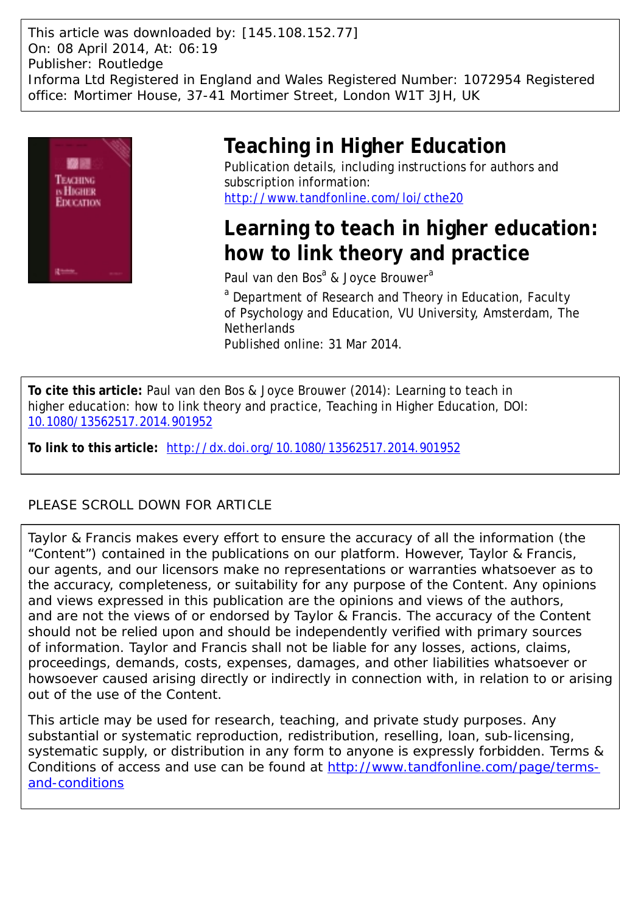This article was downloaded by: [145.108.152.77]
On: 08 April 2014, At: 06:19
Publisher: Routledge
Informa Ltd Registered in England and Wales Registered Number: 1072954 Registered office: Mortimer House, 37-41 Mortimer Street, London W1T 3JH, UK

# Teaching in Higher Education

Publication details, including instructions for authors and subscription information:
http://www.tandfonline.com/loi/cthe20

# Learning to teach in higher education: how to link theory and practice

Paul van den Bos[a] & Joyce Brouwer[a]

[a] Department of Research and Theory in Education, Faculty of Psychology and Education, VU University, Amsterdam, The Netherlands

Published online: 31 Mar 2014.

**To cite this article:** Paul van den Bos & Joyce Brouwer (2014): Learning to teach in higher education: how to link theory and practice, Teaching in Higher Education, DOI: 10.1080/13562517.2014.901952

**To link to this article:** http://dx.doi.org/10.1080/13562517.2014.901952

PLEASE SCROLL DOWN FOR ARTICLE

Taylor & Francis makes every effort to ensure the accuracy of all the information (the "Content") contained in the publications on our platform. However, Taylor & Francis, our agents, and our licensors make no representations or warranties whatsoever as to the accuracy, completeness, or suitability for any purpose of the Content. Any opinions and views expressed in this publication are the opinions and views of the authors, and are not the views of or endorsed by Taylor & Francis. The accuracy of the Content should not be relied upon and should be independently verified with primary sources of information. Taylor and Francis shall not be liable for any losses, actions, claims, proceedings, demands, costs, expenses, damages, and other liabilities whatsoever or howsoever caused arising directly or indirectly in connection with, in relation to or arising out of the use of the Content.

This article may be used for research, teaching, and private study purposes. Any substantial or systematic reproduction, redistribution, reselling, loan, sub-licensing, systematic supply, or distribution in any form to anyone is expressly forbidden. Terms & Conditions of access and use can be found at http://www.tandfonline.com/page/terms-and-conditions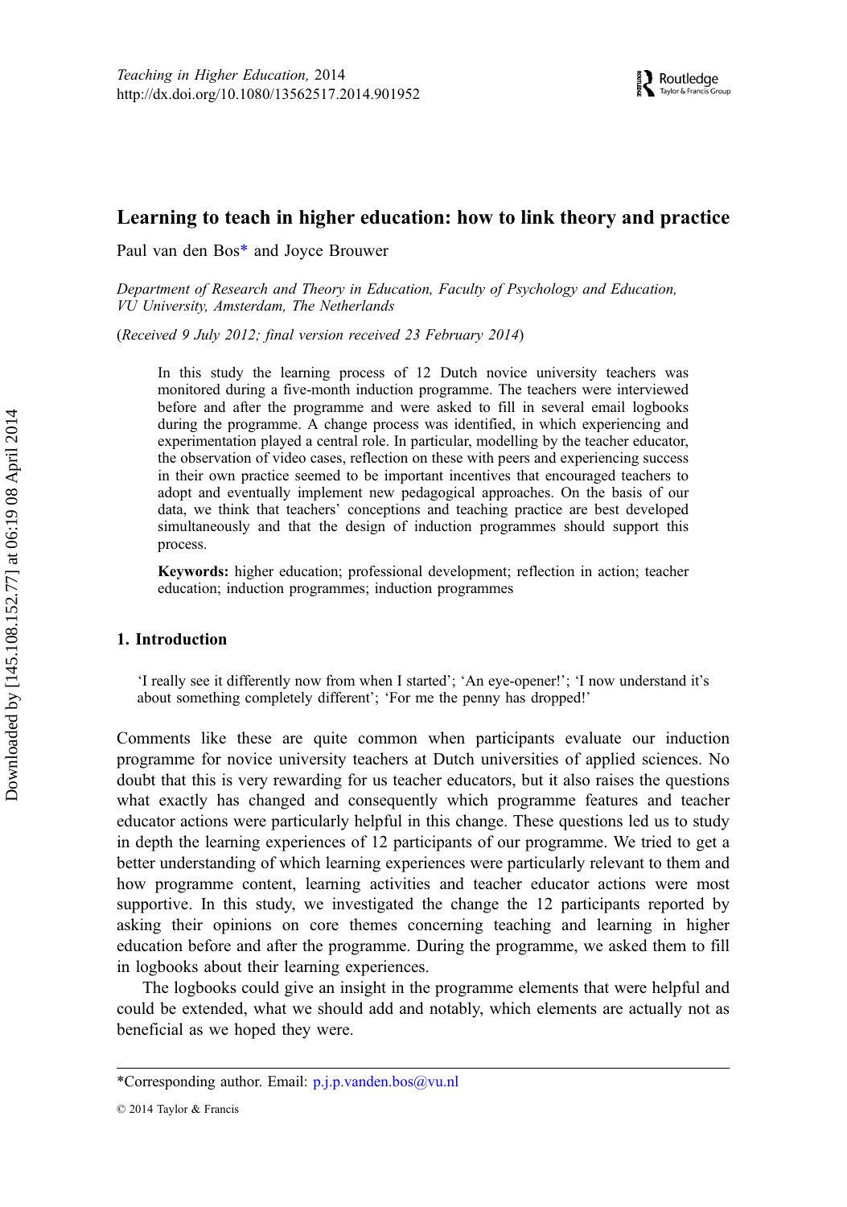# Learning to teach in higher education: how to link theory and practice

Paul van den Bos* and Joyce Brouwer

*Department of Research and Theory in Education, Faculty of Psychology and Education, VU University, Amsterdam, The Netherlands*

(*Received 9 July 2012; final version received 23 February 2014*)

In this study the learning process of 12 Dutch novice university teachers was monitored during a five-month induction programme. The teachers were interviewed before and after the programme and were asked to fill in several email logbooks during the programme. A change process was identified, in which experiencing and experimentation played a central role. In particular, modelling by the teacher educator, the observation of video cases, reflection on these with peers and experiencing success in their own practice seemed to be important incentives that encouraged teachers to adopt and eventually implement new pedagogical approaches. On the basis of our data, we think that teachers' conceptions and teaching practice are best developed simultaneously and that the design of induction programmes should support this process.

**Keywords:** higher education; professional development; reflection in action; teacher education; induction programmes; induction programmes

## 1. Introduction

> 'I really see it differently now from when I started'; 'An eye-opener!'; 'I now understand it's about something completely different'; 'For me the penny has dropped!'

Comments like these are quite common when participants evaluate our induction programme for novice university teachers at Dutch universities of applied sciences. No doubt that this is very rewarding for us teacher educators, but it also raises the questions what exactly has changed and consequently which programme features and teacher educator actions were particularly helpful in this change. These questions led us to study in depth the learning experiences of 12 participants of our programme. We tried to get a better understanding of which learning experiences were particularly relevant to them and how programme content, learning activities and teacher educator actions were most supportive. In this study, we investigated the change the 12 participants reported by asking their opinions on core themes concerning teaching and learning in higher education before and after the programme. During the programme, we asked them to fill in logbooks about their learning experiences.

The logbooks could give an insight in the programme elements that were helpful and could be extended, what we should add and notably, which elements are actually not as beneficial as we hoped they were.

*Corresponding author. Email: p.j.p.vanden.bos@vu.nl

© 2014 Taylor & Francis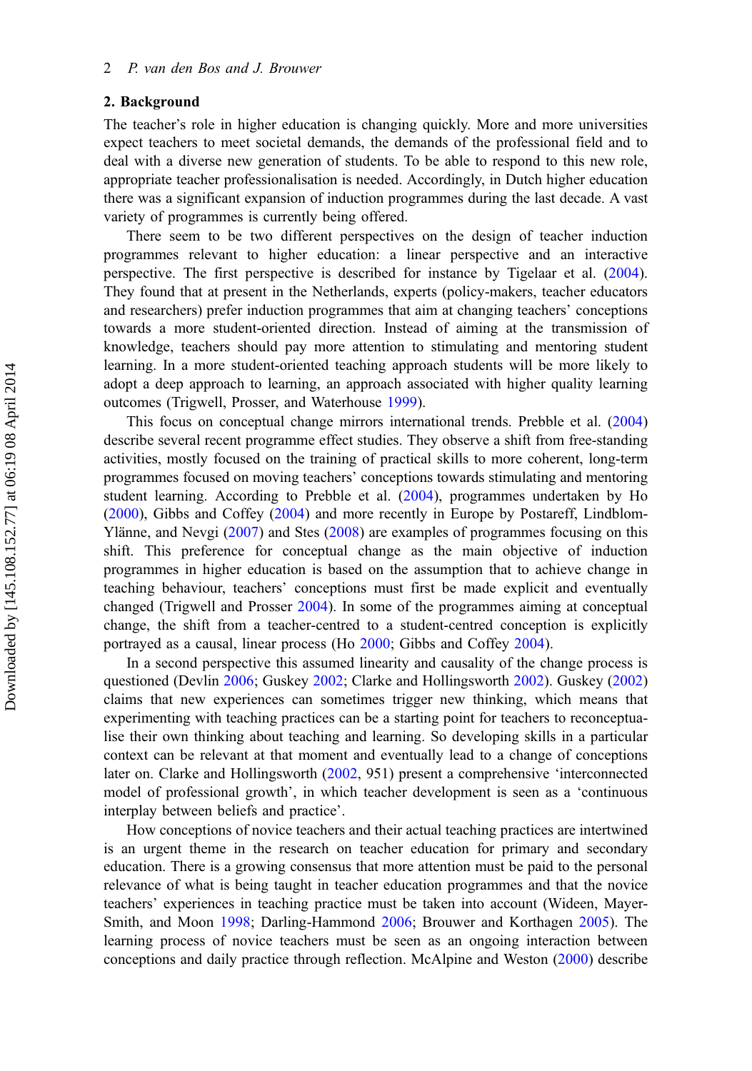## 2. Background

The teacher's role in higher education is changing quickly. More and more universities expect teachers to meet societal demands, the demands of the professional field and to deal with a diverse new generation of students. To be able to respond to this new role, appropriate teacher professionalisation is needed. Accordingly, in Dutch higher education there was a significant expansion of induction programmes during the last decade. A vast variety of programmes is currently being offered.

There seem to be two different perspectives on the design of teacher induction programmes relevant to higher education: a linear perspective and an interactive perspective. The first perspective is described for instance by Tigelaar et al. (2004). They found that at present in the Netherlands, experts (policy-makers, teacher educators and researchers) prefer induction programmes that aim at changing teachers' conceptions towards a more student-oriented direction. Instead of aiming at the transmission of knowledge, teachers should pay more attention to stimulating and mentoring student learning. In a more student-oriented teaching approach students will be more likely to adopt a deep approach to learning, an approach associated with higher quality learning outcomes (Trigwell, Prosser, and Waterhouse 1999).

This focus on conceptual change mirrors international trends. Prebble et al. (2004) describe several recent programme effect studies. They observe a shift from free-standing activities, mostly focused on the training of practical skills to more coherent, long-term programmes focused on moving teachers' conceptions towards stimulating and mentoring student learning. According to Prebble et al. (2004), programmes undertaken by Ho (2000), Gibbs and Coffey (2004) and more recently in Europe by Postareff, Lindblom-Ylänne, and Nevgi (2007) and Stes (2008) are examples of programmes focusing on this shift. This preference for conceptual change as the main objective of induction programmes in higher education is based on the assumption that to achieve change in teaching behaviour, teachers' conceptions must first be made explicit and eventually changed (Trigwell and Prosser 2004). In some of the programmes aiming at conceptual change, the shift from a teacher-centred to a student-centred conception is explicitly portrayed as a causal, linear process (Ho 2000; Gibbs and Coffey 2004).

In a second perspective this assumed linearity and causality of the change process is questioned (Devlin 2006; Guskey 2002; Clarke and Hollingsworth 2002). Guskey (2002) claims that new experiences can sometimes trigger new thinking, which means that experimenting with teaching practices can be a starting point for teachers to reconceptualise their own thinking about teaching and learning. So developing skills in a particular context can be relevant at that moment and eventually lead to a change of conceptions later on. Clarke and Hollingsworth (2002, 951) present a comprehensive 'interconnected model of professional growth', in which teacher development is seen as a 'continuous interplay between beliefs and practice'.

How conceptions of novice teachers and their actual teaching practices are intertwined is an urgent theme in the research on teacher education for primary and secondary education. There is a growing consensus that more attention must be paid to the personal relevance of what is being taught in teacher education programmes and that the novice teachers' experiences in teaching practice must be taken into account (Wideen, Mayer-Smith, and Moon 1998; Darling-Hammond 2006; Brouwer and Korthagen 2005). The learning process of novice teachers must be seen as an ongoing interaction between conceptions and daily practice through reflection. McAlpine and Weston (2000) describe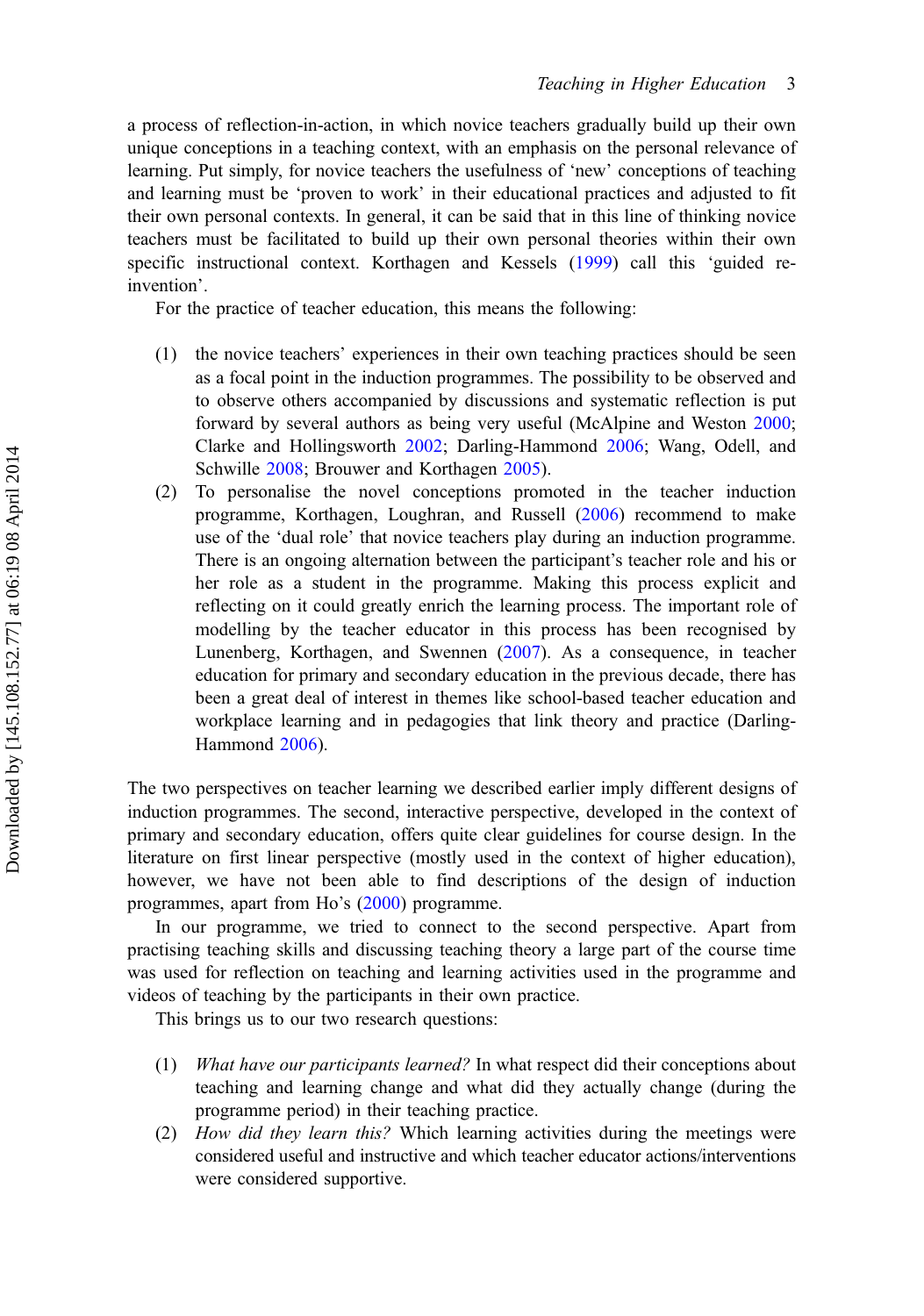a process of reflection-in-action, in which novice teachers gradually build up their own unique conceptions in a teaching context, with an emphasis on the personal relevance of learning. Put simply, for novice teachers the usefulness of 'new' conceptions of teaching and learning must be 'proven to work' in their educational practices and adjusted to fit their own personal contexts. In general, it can be said that in this line of thinking novice teachers must be facilitated to build up their own personal theories within their own specific instructional context. Korthagen and Kessels (1999) call this 'guided re-invention'.

For the practice of teacher education, this means the following:

(1) the novice teachers' experiences in their own teaching practices should be seen as a focal point in the induction programmes. The possibility to be observed and to observe others accompanied by discussions and systematic reflection is put forward by several authors as being very useful (McAlpine and Weston 2000; Clarke and Hollingsworth 2002; Darling-Hammond 2006; Wang, Odell, and Schwille 2008; Brouwer and Korthagen 2005).

(2) To personalise the novel conceptions promoted in the teacher induction programme, Korthagen, Loughran, and Russell (2006) recommend to make use of the 'dual role' that novice teachers play during an induction programme. There is an ongoing alternation between the participant's teacher role and his or her role as a student in the programme. Making this process explicit and reflecting on it could greatly enrich the learning process. The important role of modelling by the teacher educator in this process has been recognised by Lunenberg, Korthagen, and Swennen (2007). As a consequence, in teacher education for primary and secondary education in the previous decade, there has been a great deal of interest in themes like school-based teacher education and workplace learning and in pedagogies that link theory and practice (Darling-Hammond 2006).

The two perspectives on teacher learning we described earlier imply different designs of induction programmes. The second, interactive perspective, developed in the context of primary and secondary education, offers quite clear guidelines for course design. In the literature on first linear perspective (mostly used in the context of higher education), however, we have not been able to find descriptions of the design of induction programmes, apart from Ho's (2000) programme.

In our programme, we tried to connect to the second perspective. Apart from practising teaching skills and discussing teaching theory a large part of the course time was used for reflection on teaching and learning activities used in the programme and videos of teaching by the participants in their own practice.

This brings us to our two research questions:

(1) *What have our participants learned?* In what respect did their conceptions about teaching and learning change and what did they actually change (during the programme period) in their teaching practice.

(2) *How did they learn this?* Which learning activities during the meetings were considered useful and instructive and which teacher educator actions/interventions were considered supportive.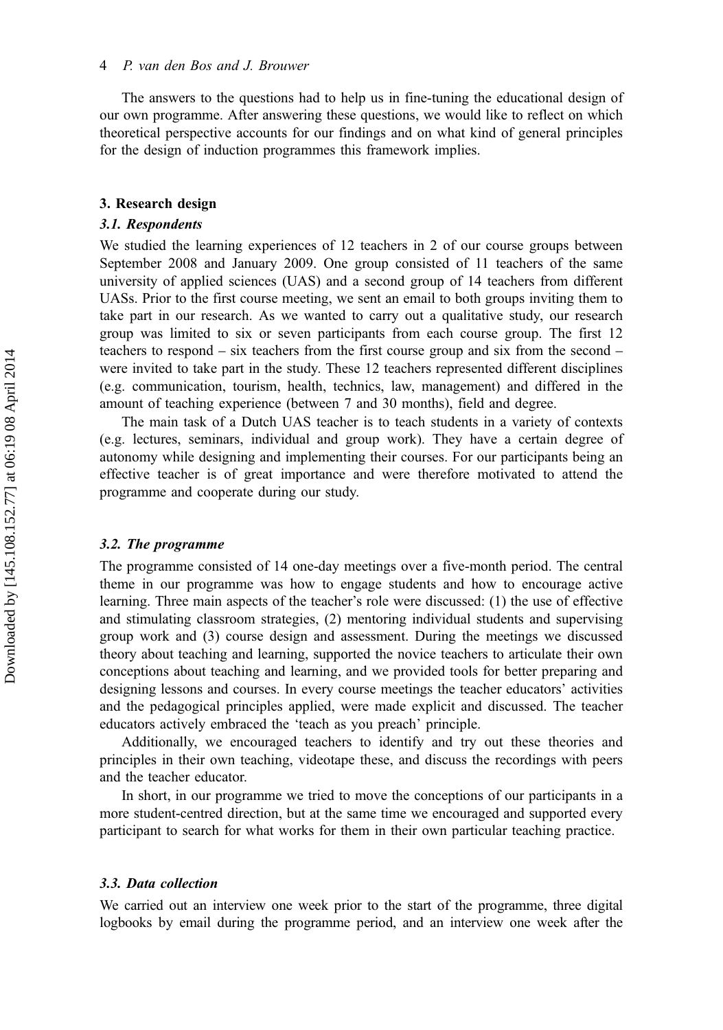The answers to the questions had to help us in fine-tuning the educational design of our own programme. After answering these questions, we would like to reflect on which theoretical perspective accounts for our findings and on what kind of general principles for the design of induction programmes this framework implies.

## 3. Research design

### 3.1. Respondents

We studied the learning experiences of 12 teachers in 2 of our course groups between September 2008 and January 2009. One group consisted of 11 teachers of the same university of applied sciences (UAS) and a second group of 14 teachers from different UASs. Prior to the first course meeting, we sent an email to both groups inviting them to take part in our research. As we wanted to carry out a qualitative study, our research group was limited to six or seven participants from each course group. The first 12 teachers to respond – six teachers from the first course group and six from the second – were invited to take part in the study. These 12 teachers represented different disciplines (e.g. communication, tourism, health, technics, law, management) and differed in the amount of teaching experience (between 7 and 30 months), field and degree.

The main task of a Dutch UAS teacher is to teach students in a variety of contexts (e.g. lectures, seminars, individual and group work). They have a certain degree of autonomy while designing and implementing their courses. For our participants being an effective teacher is of great importance and were therefore motivated to attend the programme and cooperate during our study.

### 3.2. The programme

The programme consisted of 14 one-day meetings over a five-month period. The central theme in our programme was how to engage students and how to encourage active learning. Three main aspects of the teacher's role were discussed: (1) the use of effective and stimulating classroom strategies, (2) mentoring individual students and supervising group work and (3) course design and assessment. During the meetings we discussed theory about teaching and learning, supported the novice teachers to articulate their own conceptions about teaching and learning, and we provided tools for better preparing and designing lessons and courses. In every course meetings the teacher educators' activities and the pedagogical principles applied, were made explicit and discussed. The teacher educators actively embraced the 'teach as you preach' principle.

Additionally, we encouraged teachers to identify and try out these theories and principles in their own teaching, videotape these, and discuss the recordings with peers and the teacher educator.

In short, in our programme we tried to move the conceptions of our participants in a more student-centred direction, but at the same time we encouraged and supported every participant to search for what works for them in their own particular teaching practice.

### 3.3. Data collection

We carried out an interview one week prior to the start of the programme, three digital logbooks by email during the programme period, and an interview one week after the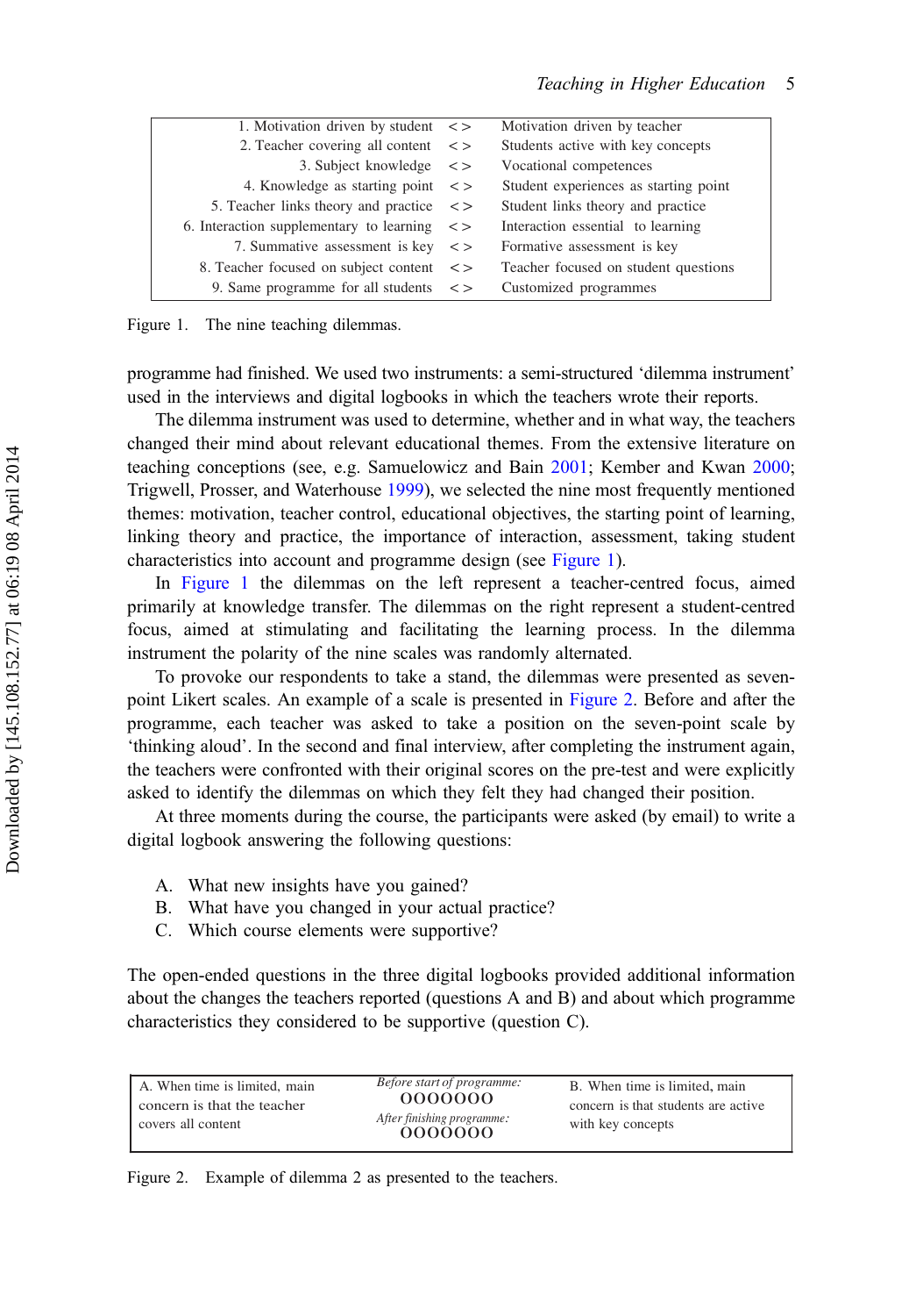| | | |
|---|---|---|
| 1. Motivation driven by student | < > | Motivation driven by teacher |
| 2. Teacher covering all content | < > | Students active with key concepts |
| 3. Subject knowledge | < > | Vocational competences |
| 4. Knowledge as starting point | < > | Student experiences as starting point |
| 5. Teacher links theory and practice | < > | Student links theory and practice |
| 6. Interaction supplementary to learning | < > | Interaction essential to learning |
| 7. Summative assessment is key | < > | Formative assessment is key |
| 8. Teacher focused on subject content | < > | Teacher focused on student questions |
| 9. Same programme for all students | < > | Customized programmes |

Figure 1. The nine teaching dilemmas.

programme had finished. We used two instruments: a semi-structured 'dilemma instrument' used in the interviews and digital logbooks in which the teachers wrote their reports.

The dilemma instrument was used to determine, whether and in what way, the teachers changed their mind about relevant educational themes. From the extensive literature on teaching conceptions (see, e.g. Samuelowicz and Bain 2001; Kember and Kwan 2000; Trigwell, Prosser, and Waterhouse 1999), we selected the nine most frequently mentioned themes: motivation, teacher control, educational objectives, the starting point of learning, linking theory and practice, the importance of interaction, assessment, taking student characteristics into account and programme design (see Figure 1).

In Figure 1 the dilemmas on the left represent a teacher-centred focus, aimed primarily at knowledge transfer. The dilemmas on the right represent a student-centred focus, aimed at stimulating and facilitating the learning process. In the dilemma instrument the polarity of the nine scales was randomly alternated.

To provoke our respondents to take a stand, the dilemmas were presented as seven-point Likert scales. An example of a scale is presented in Figure 2. Before and after the programme, each teacher was asked to take a position on the seven-point scale by 'thinking aloud'. In the second and final interview, after completing the instrument again, the teachers were confronted with their original scores on the pre-test and were explicitly asked to identify the dilemmas on which they felt they had changed their position.

At three moments during the course, the participants were asked (by email) to write a digital logbook answering the following questions:

A. What new insights have you gained?
B. What have you changed in your actual practice?
C. Which course elements were supportive?

The open-ended questions in the three digital logbooks provided additional information about the changes the teachers reported (questions A and B) and about which programme characteristics they considered to be supportive (question C).

| A. When time is limited, main concern is that the teacher covers all content | *Before start of programme:* OOOOOOO *After finishing programme:* OOOOOOO | B. When time is limited, main concern is that students are active with key concepts |
|---|---|---|

Figure 2. Example of dilemma 2 as presented to the teachers.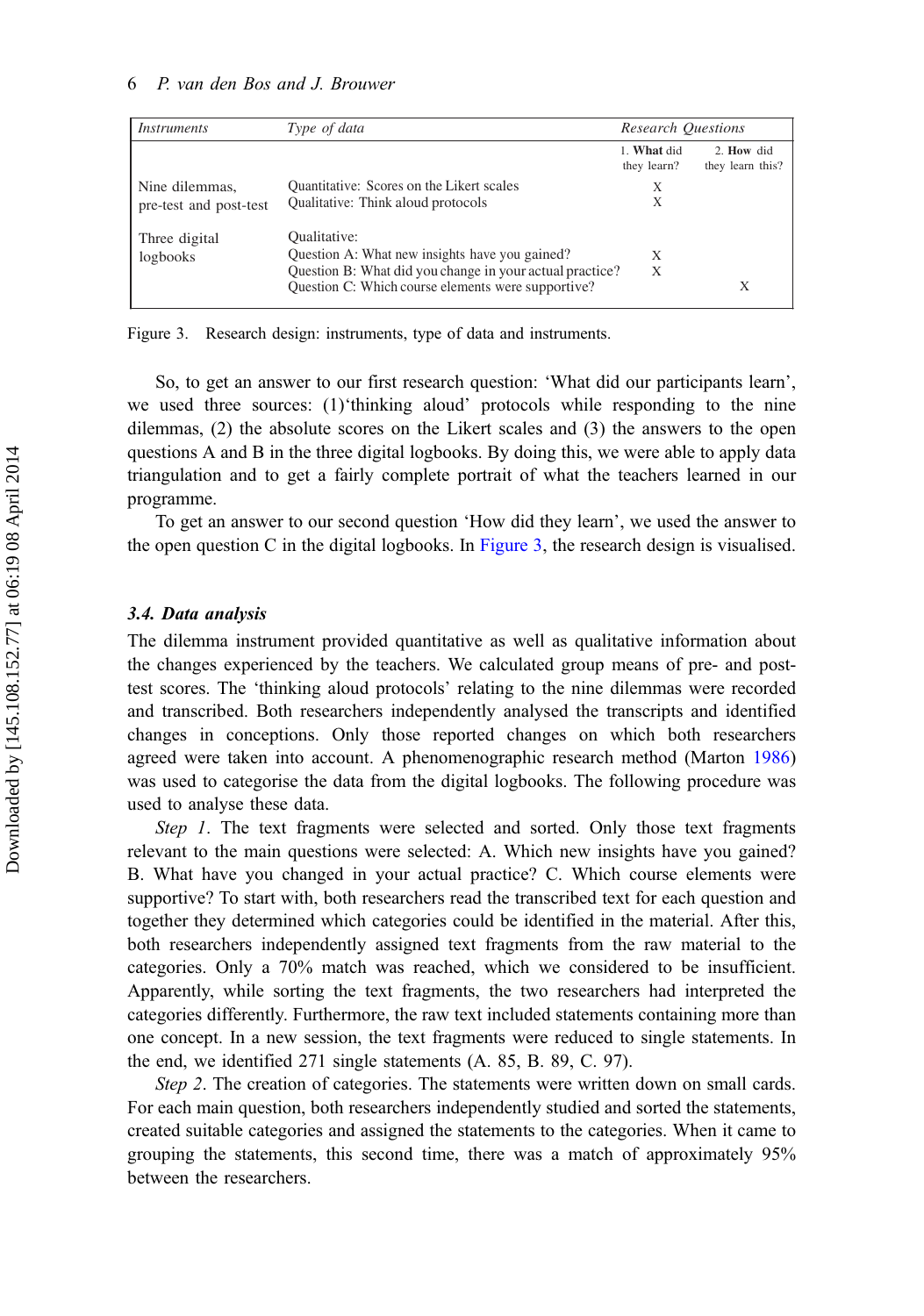| Instruments | Type of data | Research Questions | |
|---|---|---|---|
| | | 1. **What** did they learn? | 2. **How** did they learn this? |
| Nine dilemmas, pre-test and post-test | Quantitative: Scores on the Likert scales | X | |
| | Qualitative: Think aloud protocols | X | |
| Three digital logbooks | Qualitative: | | |
| | Question A: What new insights have you gained? | X | |
| | Question B: What did you change in your actual practice? | X | |
| | Question C: Which course elements were supportive? | | X |

Figure 3. Research design: instruments, type of data and instruments.

So, to get an answer to our first research question: 'What did our participants learn', we used three sources: (1)'thinking aloud' protocols while responding to the nine dilemmas, (2) the absolute scores on the Likert scales and (3) the answers to the open questions A and B in the three digital logbooks. By doing this, we were able to apply data triangulation and to get a fairly complete portrait of what the teachers learned in our programme.

To get an answer to our second question 'How did they learn', we used the answer to the open question C in the digital logbooks. In Figure 3, the research design is visualised.

### 3.4. Data analysis

The dilemma instrument provided quantitative as well as qualitative information about the changes experienced by the teachers. We calculated group means of pre- and post-test scores. The 'thinking aloud protocols' relating to the nine dilemmas were recorded and transcribed. Both researchers independently analysed the transcripts and identified changes in conceptions. Only those reported changes on which both researchers agreed were taken into account. A phenomenographic research method (Marton 1986) was used to categorise the data from the digital logbooks. The following procedure was used to analyse these data.

*Step 1*. The text fragments were selected and sorted. Only those text fragments relevant to the main questions were selected: A. Which new insights have you gained? B. What have you changed in your actual practice? C. Which course elements were supportive? To start with, both researchers read the transcribed text for each question and together they determined which categories could be identified in the material. After this, both researchers independently assigned text fragments from the raw material to the categories. Only a 70% match was reached, which we considered to be insufficient. Apparently, while sorting the text fragments, the two researchers had interpreted the categories differently. Furthermore, the raw text included statements containing more than one concept. In a new session, the text fragments were reduced to single statements. In the end, we identified 271 single statements (A. 85, B. 89, C. 97).

*Step 2*. The creation of categories. The statements were written down on small cards. For each main question, both researchers independently studied and sorted the statements, created suitable categories and assigned the statements to the categories. When it came to grouping the statements, this second time, there was a match of approximately 95% between the researchers.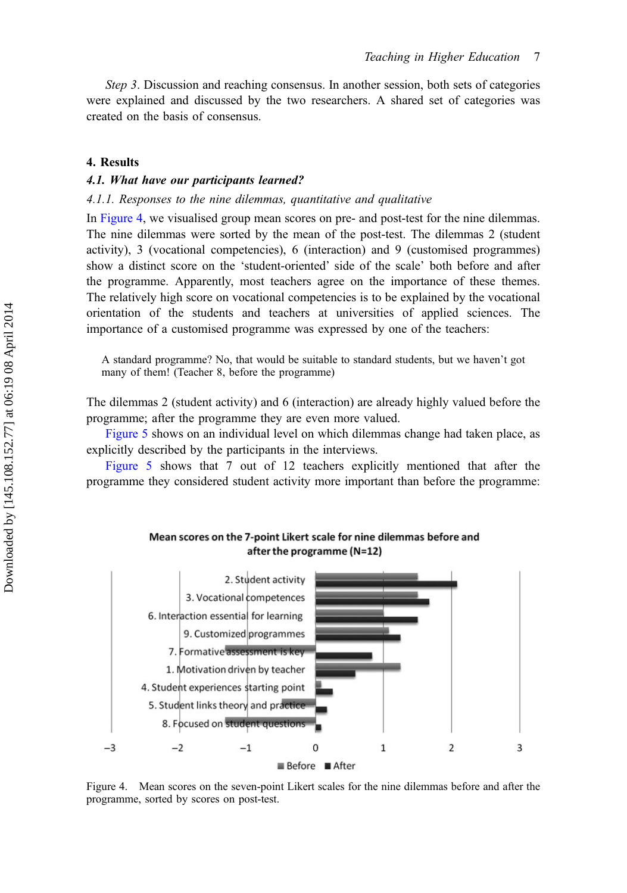*Step 3*. Discussion and reaching consensus. In another session, both sets of categories were explained and discussed by the two researchers. A shared set of categories was created on the basis of consensus.

## 4. Results

### *4.1. What have our participants learned?*

#### *4.1.1. Responses to the nine dilemmas, quantitative and qualitative*

In Figure 4, we visualised group mean scores on pre- and post-test for the nine dilemmas. The nine dilemmas were sorted by the mean of the post-test. The dilemmas 2 (student activity), 3 (vocational competencies), 6 (interaction) and 9 (customised programmes) show a distinct score on the 'student-oriented' side of the scale' both before and after the programme. Apparently, most teachers agree on the importance of these themes. The relatively high score on vocational competencies is to be explained by the vocational orientation of the students and teachers at universities of applied sciences. The importance of a customised programme was expressed by one of the teachers:

> A standard programme? No, that would be suitable to standard students, but we haven't got many of them! (Teacher 8, before the programme)

The dilemmas 2 (student activity) and 6 (interaction) are already highly valued before the programme; after the programme they are even more valued.

Figure 5 shows on an individual level on which dilemmas change had taken place, as explicitly described by the participants in the interviews.

Figure 5 shows that 7 out of 12 teachers explicitly mentioned that after the programme they considered student activity more important than before the programme:

Figure 4. Mean scores on the seven-point Likert scales for the nine dilemmas before and after the programme, sorted by scores on post-test.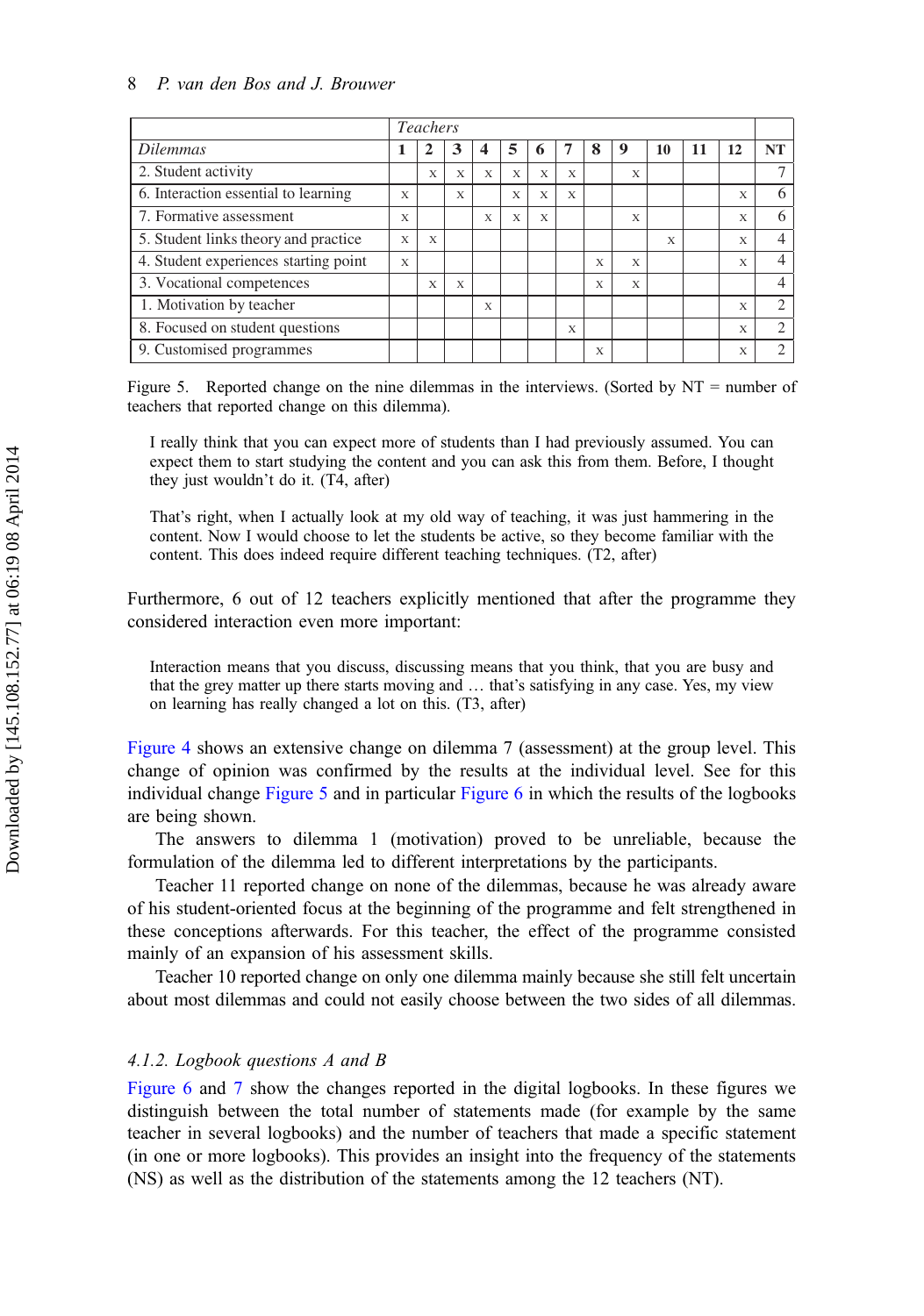| | Teachers | | | | | | | | | | | | |
|---|---|---|---|---|---|---|---|---|---|---|---|---|---|
| *Dilemmas* | **1** | **2** | **3** | **4** | **5** | **6** | **7** | **8** | **9** | **10** | **11** | **12** | **NT** |
| 2. Student activity | | x | x | x | x | x | x | | x | | | | 7 |
| 6. Interaction essential to learning | x | | x | | x | x | x | | | | | x | 6 |
| 7. Formative assessment | x | | | x | x | x | | | x | | | x | 6 |
| 5. Student links theory and practice | x | x | | | | | | | | x | | x | 4 |
| 4. Student experiences starting point | x | | | | | | | x | x | | | x | 4 |
| 3. Vocational competences | | x | x | | | | | x | x | | | | 4 |
| 1. Motivation by teacher | | | | x | | | | | | | | x | 2 |
| 8. Focused on student questions | | | | | | | x | | | | | x | 2 |
| 9. Customised programmes | | | | | | | | x | | | | x | 2 |

Figure 5. Reported change on the nine dilemmas in the interviews. (Sorted by NT = number of teachers that reported change on this dilemma).

> I really think that you can expect more of students than I had previously assumed. You can expect them to start studying the content and you can ask this from them. Before, I thought they just wouldn't do it. (T4, after)

> That's right, when I actually look at my old way of teaching, it was just hammering in the content. Now I would choose to let the students be active, so they become familiar with the content. This does indeed require different teaching techniques. (T2, after)

Furthermore, 6 out of 12 teachers explicitly mentioned that after the programme they considered interaction even more important:

> Interaction means that you discuss, discussing means that you think, that you are busy and that the grey matter up there starts moving and … that's satisfying in any case. Yes, my view on learning has really changed a lot on this. (T3, after)

Figure 4 shows an extensive change on dilemma 7 (assessment) at the group level. This change of opinion was confirmed by the results at the individual level. See for this individual change Figure 5 and in particular Figure 6 in which the results of the logbooks are being shown.

The answers to dilemma 1 (motivation) proved to be unreliable, because the formulation of the dilemma led to different interpretations by the participants.

Teacher 11 reported change on none of the dilemmas, because he was already aware of his student-oriented focus at the beginning of the programme and felt strengthened in these conceptions afterwards. For this teacher, the effect of the programme consisted mainly of an expansion of his assessment skills.

Teacher 10 reported change on only one dilemma mainly because she still felt uncertain about most dilemmas and could not easily choose between the two sides of all dilemmas.

### *4.1.2. Logbook questions A and B*

Figure 6 and 7 show the changes reported in the digital logbooks. In these figures we distinguish between the total number of statements made (for example by the same teacher in several logbooks) and the number of teachers that made a specific statement (in one or more logbooks). This provides an insight into the frequency of the statements (NS) as well as the distribution of the statements among the 12 teachers (NT).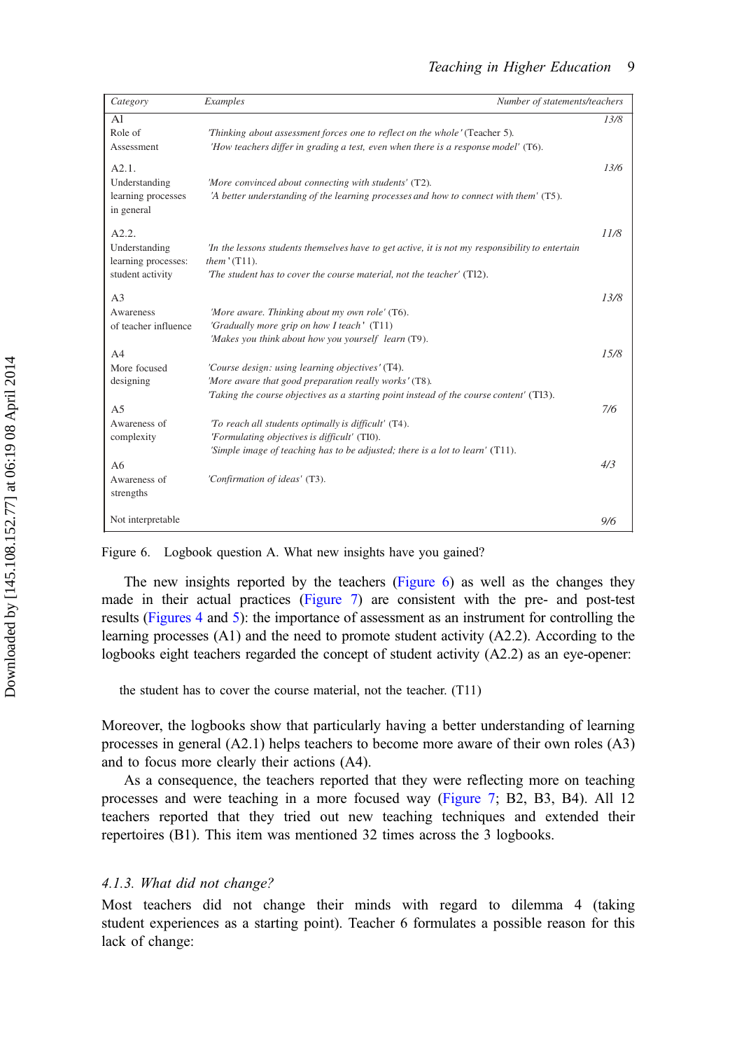| Category | Examples | Number of statements/teachers |
|---|---|---|
| A1 Role of Assessment | *'Thinking about assessment forces one to reflect on the whole'* (Teacher 5). *'How teachers differ in grading a test, even when there is a response model'* (T6). | *13/8* |
| A2.1. Understanding learning processes in general | *'More convinced about connecting with students'* (T2). *'A better understanding of the learning processes and how to connect with them'* (T5). | *13/6* |
| A2.2. Understanding learning processes: student activity | *'In the lessons students themselves have to get active, it is not my responsibility to entertain them'* (T11). *'The student has to cover the course material, not the teacher'* (T12). | *11/8* |
| A3 Awareness of teacher influence | *'More aware. Thinking about my own role'* (T6). *'Gradually more grip on how I teach'* (T11) *'Makes you think about how you yourself learn'* (T9). | *13/8* |
| A4 More focused designing | *'Course design: using learning objectives'* (T4). *'More aware that good preparation really works'* (T8). *'Taking the course objectives as a starting point instead of the course content'* (T13). | *15/8* |
| A5 Awareness of complexity | *'To reach all students optimally is difficult'* (T4). *'Formulating objectives is difficult'* (TI0). *'Simple image of teaching has to be adjusted; there is a lot to learn'* (T11). | *7/6* |
| A6 Awareness of strengths | *'Confirmation of ideas'* (T3). | *4/3* |
| Not interpretable | | *9/6* |

Figure 6. Logbook question A. What new insights have you gained?

The new insights reported by the teachers (Figure 6) as well as the changes they made in their actual practices (Figure 7) are consistent with the pre- and post-test results (Figures 4 and 5): the importance of assessment as an instrument for controlling the learning processes (A1) and the need to promote student activity (A2.2). According to the logbooks eight teachers regarded the concept of student activity (A2.2) as an eye-opener:

> the student has to cover the course material, not the teacher. (T11)

Moreover, the logbooks show that particularly having a better understanding of learning processes in general (A2.1) helps teachers to become more aware of their own roles (A3) and to focus more clearly their actions (A4).

As a consequence, the teachers reported that they were reflecting more on teaching processes and were teaching in a more focused way (Figure 7; B2, B3, B4). All 12 teachers reported that they tried out new teaching techniques and extended their repertoires (B1). This item was mentioned 32 times across the 3 logbooks.

### *4.1.3. What did not change?*

Most teachers did not change their minds with regard to dilemma 4 (taking student experiences as a starting point). Teacher 6 formulates a possible reason for this lack of change: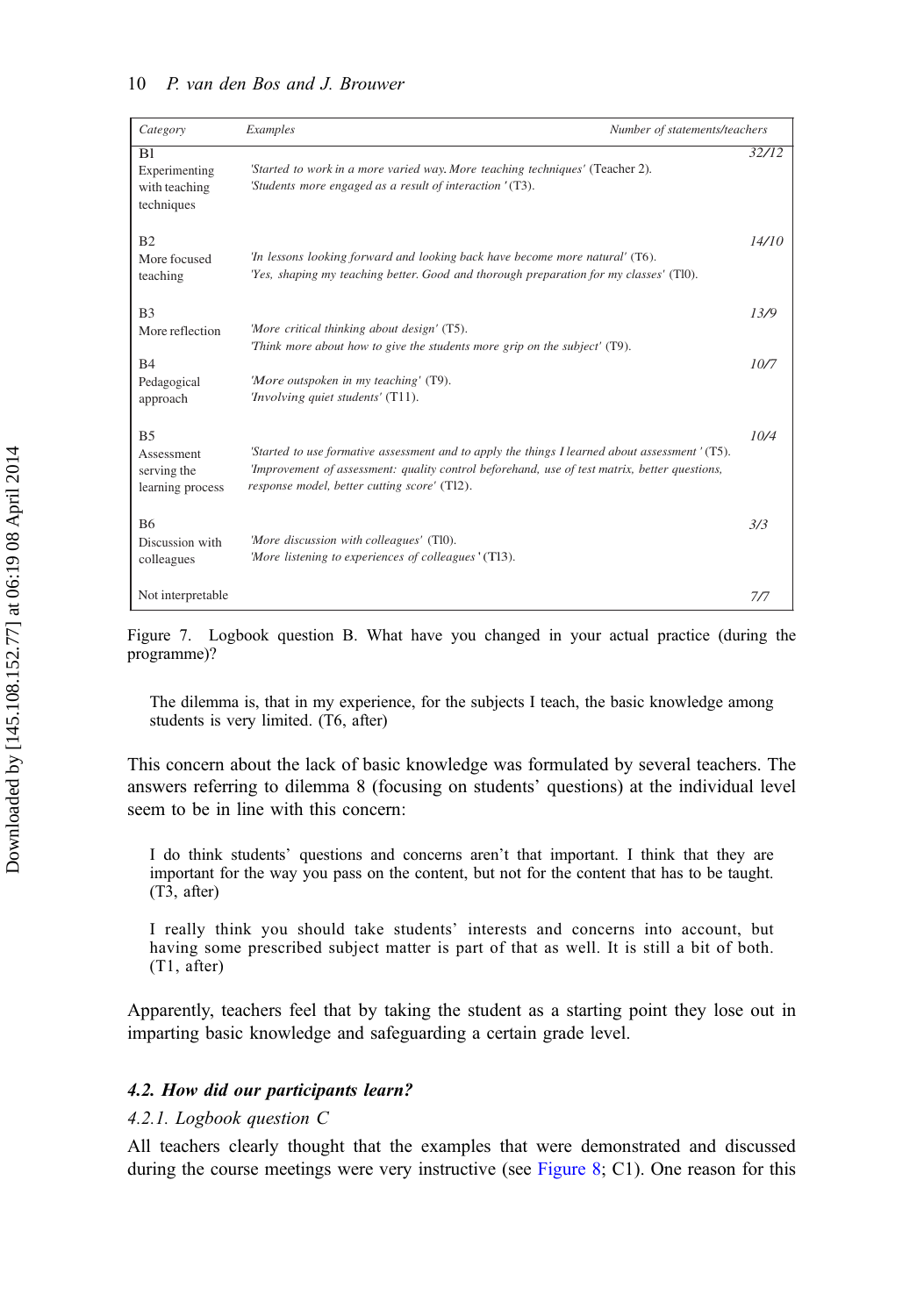| Category | Examples | Number of statements/teachers |
|---|---|---|
| B1 Experimenting with teaching techniques | *'Started to work in a more varied way. More teaching techniques'* (Teacher 2). *'Students more engaged as a result of interaction'* (T3). | *32/12* |
| B2 More focused teaching | *'In lessons looking forward and looking back have become more natural'* (T6). *'Yes, shaping my teaching better. Good and thorough preparation for my classes'* (T10). | *14/10* |
| B3 More reflection | *'More critical thinking about design'* (T5). *'Think more about how to give the students more grip on the subject'* (T9). | *13/9* |
| B4 Pedagogical approach | *'More outspoken in my teaching'* (T9). *'Involving quiet students'* (T11). | *10/7* |
| B5 Assessment serving the learning process | *'Started to use formative assessment and to apply the things I learned about assessment'* (T5). *'Improvement of assessment: quality control beforehand, use of test matrix, better questions, response model, better cutting score'* (T12). | *10/4* |
| B6 Discussion with colleagues | *'More discussion with colleagues'* (T10). *'More listening to experiences of colleagues'* (T13). | *3/3* |
| Not interpretable | | *7/7* |

Figure 7. Logbook question B. What have you changed in your actual practice (during the programme)?

> The dilemma is, that in my experience, for the subjects I teach, the basic knowledge among students is very limited. (T6, after)

This concern about the lack of basic knowledge was formulated by several teachers. The answers referring to dilemma 8 (focusing on students' questions) at the individual level seem to be in line with this concern:

> I do think students' questions and concerns aren't that important. I think that they are important for the way you pass on the content, but not for the content that has to be taught. (T3, after)

> I really think you should take students' interests and concerns into account, but having some prescribed subject matter is part of that as well. It is still a bit of both. (T1, after)

Apparently, teachers feel that by taking the student as a starting point they lose out in imparting basic knowledge and safeguarding a certain grade level.

### *4.2. How did our participants learn?*

#### *4.2.1. Logbook question C*

All teachers clearly thought that the examples that were demonstrated and discussed during the course meetings were very instructive (see Figure 8; C1). One reason for this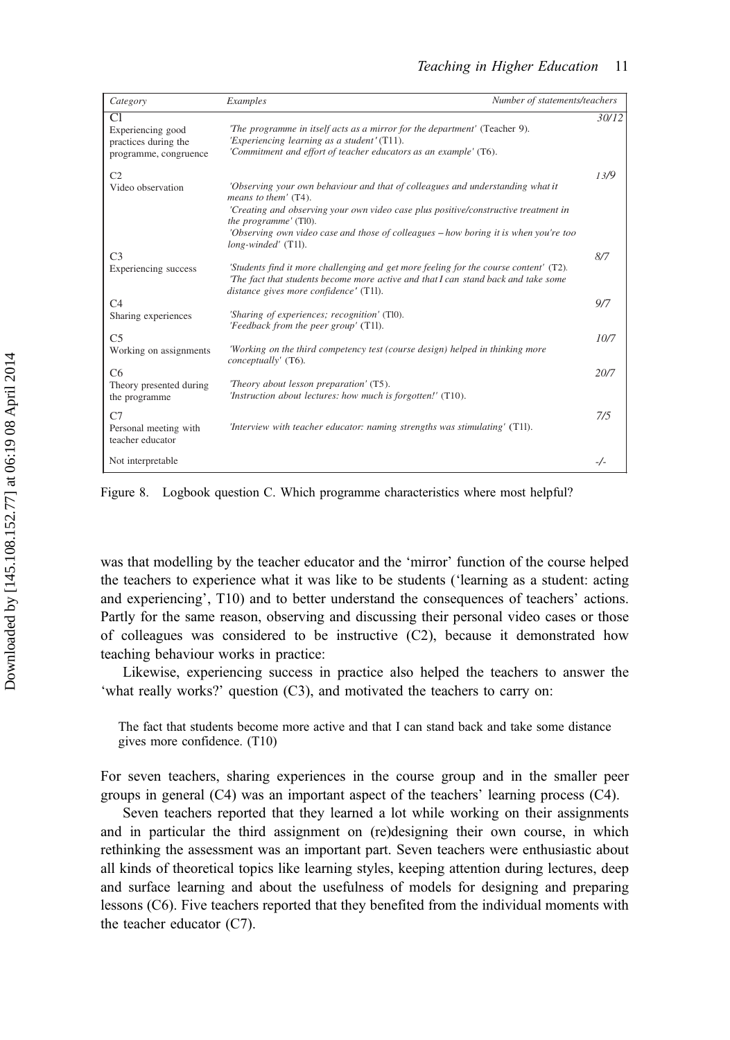| Category | Examples | Number of statements/teachers |
| --- | --- | --- |
| C1<br>Experiencing good practices during the programme, congruence | *'The programme in itself acts as a mirror for the department'* (Teacher 9).<br>*'Experiencing learning as a student'* (T11).<br>*'Commitment and effort of teacher educators as an example'* (T6). | *30/12* |
| C2<br>Video observation | *'Observing your own behaviour and that of colleagues and understanding what it means to them'* (T4).<br>*'Creating and observing your own video case plus positive/constructive treatment in the programme'* (Tl0).<br>*'Observing own video case and those of colleagues – how boring it is when you're too long-winded'* (T1l). | *13/9* |
| C3<br>Experiencing success | *'Students find it more challenging and get more feeling for the course content'* (T2).<br>*'The fact that students become more active and that I can stand back and take some distance gives more confidence'* (T1l). | *8/7* |
| C4<br>Sharing experiences | *'Sharing of experiences; recognition'* (Tl0).<br>*'Feedback from the peer group'* (T1l). | *9/7* |
| C5<br>Working on assignments | *'Working on the third competency test (course design) helped in thinking more conceptually'* (T6). | *10/7* |
| C6<br>Theory presented during the programme | *'Theory about lesson preparation'* (T5).<br>*'Instruction about lectures: how much is forgotten!'* (T10). | *20/7* |
| C7<br>Personal meeting with teacher educator | *'Interview with teacher educator: naming strengths was stimulating'* (T1l). | *7/5* |
| Not interpretable | | *-/-* |

Figure 8. Logbook question C. Which programme characteristics where most helpful?

was that modelling by the teacher educator and the 'mirror' function of the course helped the teachers to experience what it was like to be students ('learning as a student: acting and experiencing', T10) and to better understand the consequences of teachers' actions. Partly for the same reason, observing and discussing their personal video cases or those of colleagues was considered to be instructive (C2), because it demonstrated how teaching behaviour works in practice:

Likewise, experiencing success in practice also helped the teachers to answer the 'what really works?' question (C3), and motivated the teachers to carry on:

> The fact that students become more active and that I can stand back and take some distance gives more confidence. (T10)

For seven teachers, sharing experiences in the course group and in the smaller peer groups in general (C4) was an important aspect of the teachers' learning process (C4).

Seven teachers reported that they learned a lot while working on their assignments and in particular the third assignment on (re)designing their own course, in which rethinking the assessment was an important part. Seven teachers were enthusiastic about all kinds of theoretical topics like learning styles, keeping attention during lectures, deep and surface learning and about the usefulness of models for designing and preparing lessons (C6). Five teachers reported that they benefited from the individual moments with the teacher educator (C7).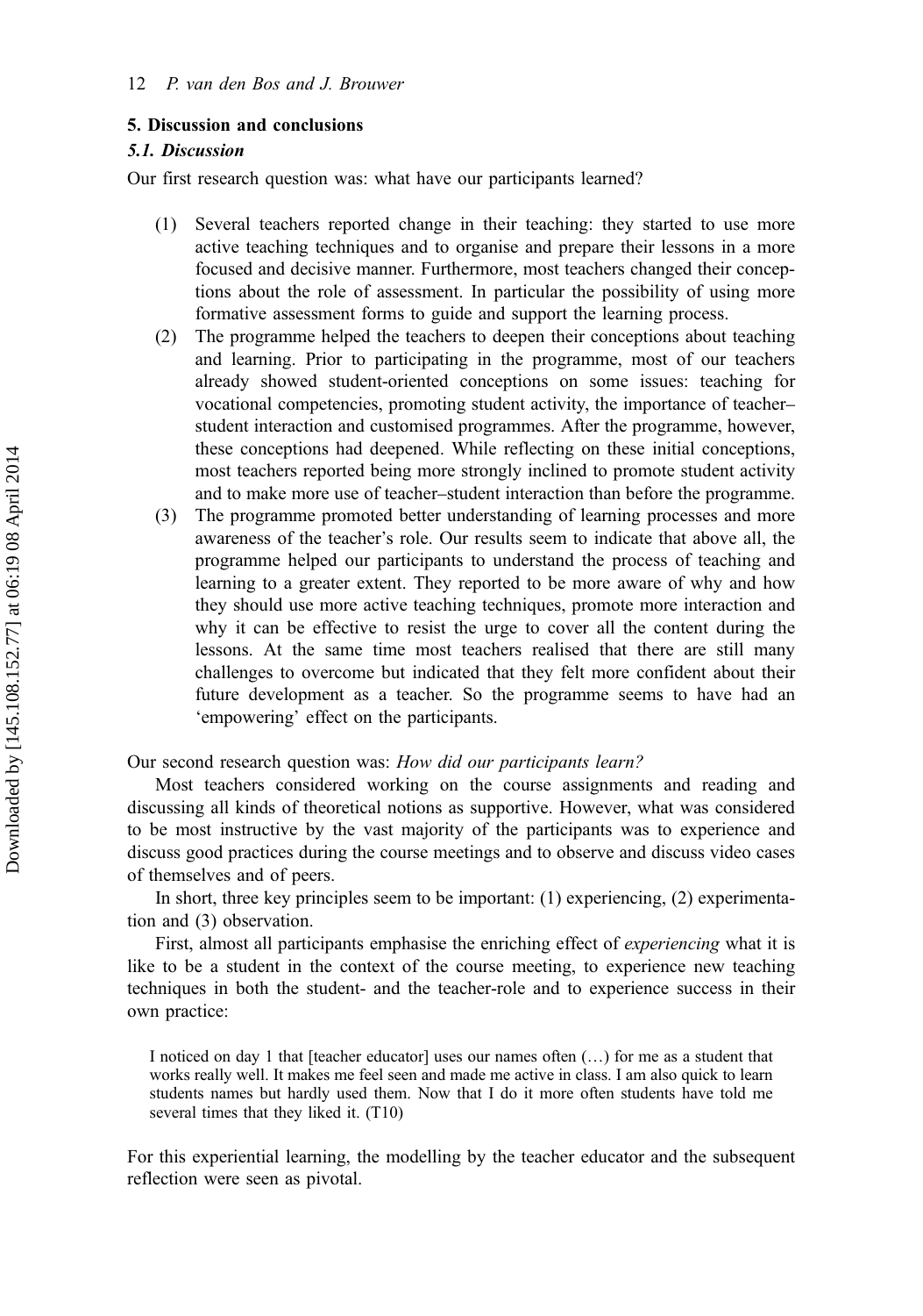## 5. Discussion and conclusions

### *5.1. Discussion*

Our first research question was: what have our participants learned?

(1) Several teachers reported change in their teaching: they started to use more active teaching techniques and to organise and prepare their lessons in a more focused and decisive manner. Furthermore, most teachers changed their conceptions about the role of assessment. In particular the possibility of using more formative assessment forms to guide and support the learning process.

(2) The programme helped the teachers to deepen their conceptions about teaching and learning. Prior to participating in the programme, most of our teachers already showed student-oriented conceptions on some issues: teaching for vocational competencies, promoting student activity, the importance of teacher–student interaction and customised programmes. After the programme, however, these conceptions had deepened. While reflecting on these initial conceptions, most teachers reported being more strongly inclined to promote student activity and to make more use of teacher–student interaction than before the programme.

(3) The programme promoted better understanding of learning processes and more awareness of the teacher's role. Our results seem to indicate that above all, the programme helped our participants to understand the process of teaching and learning to a greater extent. They reported to be more aware of why and how they should use more active teaching techniques, promote more interaction and why it can be effective to resist the urge to cover all the content during the lessons. At the same time most teachers realised that there are still many challenges to overcome but indicated that they felt more confident about their future development as a teacher. So the programme seems to have had an 'empowering' effect on the participants.

Our second research question was: *How did our participants learn?*

Most teachers considered working on the course assignments and reading and discussing all kinds of theoretical notions as supportive. However, what was considered to be most instructive by the vast majority of the participants was to experience and discuss good practices during the course meetings and to observe and discuss video cases of themselves and of peers.

In short, three key principles seem to be important: (1) experiencing, (2) experimentation and (3) observation.

First, almost all participants emphasise the enriching effect of *experiencing* what it is like to be a student in the context of the course meeting, to experience new teaching techniques in both the student- and the teacher-role and to experience success in their own practice:

> I noticed on day 1 that [teacher educator] uses our names often (…) for me as a student that works really well. It makes me feel seen and made me active in class. I am also quick to learn students names but hardly used them. Now that I do it more often students have told me several times that they liked it. (T10)

For this experiential learning, the modelling by the teacher educator and the subsequent reflection were seen as pivotal.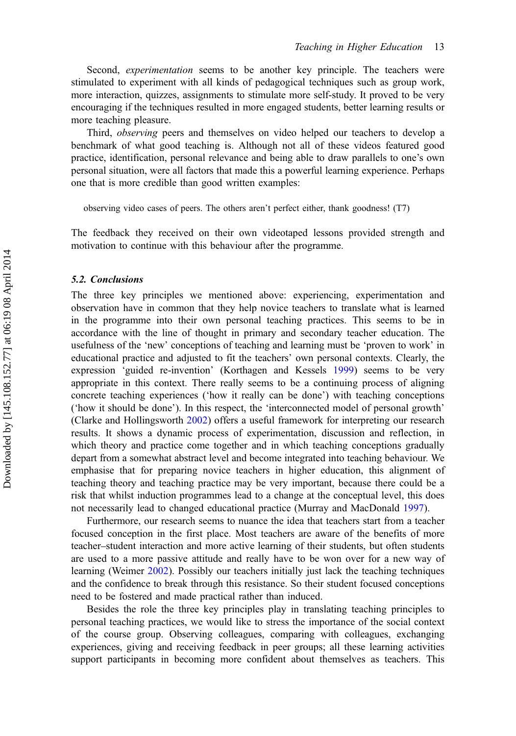Second, *experimentation* seems to be another key principle. The teachers were stimulated to experiment with all kinds of pedagogical techniques such as group work, more interaction, quizzes, assignments to stimulate more self-study. It proved to be very encouraging if the techniques resulted in more engaged students, better learning results or more teaching pleasure.

Third, *observing* peers and themselves on video helped our teachers to develop a benchmark of what good teaching is. Although not all of these videos featured good practice, identification, personal relevance and being able to draw parallels to one's own personal situation, were all factors that made this a powerful learning experience. Perhaps one that is more credible than good written examples:

> observing video cases of peers. The others aren't perfect either, thank goodness! (T7)

The feedback they received on their own videotaped lessons provided strength and motivation to continue with this behaviour after the programme.

### *5.2. Conclusions*

The three key principles we mentioned above: experiencing, experimentation and observation have in common that they help novice teachers to translate what is learned in the programme into their own personal teaching practices. This seems to be in accordance with the line of thought in primary and secondary teacher education. The usefulness of the 'new' conceptions of teaching and learning must be 'proven to work' in educational practice and adjusted to fit the teachers' own personal contexts. Clearly, the expression 'guided re-invention' (Korthagen and Kessels 1999) seems to be very appropriate in this context. There really seems to be a continuing process of aligning concrete teaching experiences ('how it really can be done') with teaching conceptions ('how it should be done'). In this respect, the 'interconnected model of personal growth' (Clarke and Hollingsworth 2002) offers a useful framework for interpreting our research results. It shows a dynamic process of experimentation, discussion and reflection, in which theory and practice come together and in which teaching conceptions gradually depart from a somewhat abstract level and become integrated into teaching behaviour. We emphasise that for preparing novice teachers in higher education, this alignment of teaching theory and teaching practice may be very important, because there could be a risk that whilst induction programmes lead to a change at the conceptual level, this does not necessarily lead to changed educational practice (Murray and MacDonald 1997).

Furthermore, our research seems to nuance the idea that teachers start from a teacher focused conception in the first place. Most teachers are aware of the benefits of more teacher–student interaction and more active learning of their students, but often students are used to a more passive attitude and really have to be won over for a new way of learning (Weimer 2002). Possibly our teachers initially just lack the teaching techniques and the confidence to break through this resistance. So their student focused conceptions need to be fostered and made practical rather than induced.

Besides the role the three key principles play in translating teaching principles to personal teaching practices, we would like to stress the importance of the social context of the course group. Observing colleagues, comparing with colleagues, exchanging experiences, giving and receiving feedback in peer groups; all these learning activities support participants in becoming more confident about themselves as teachers. This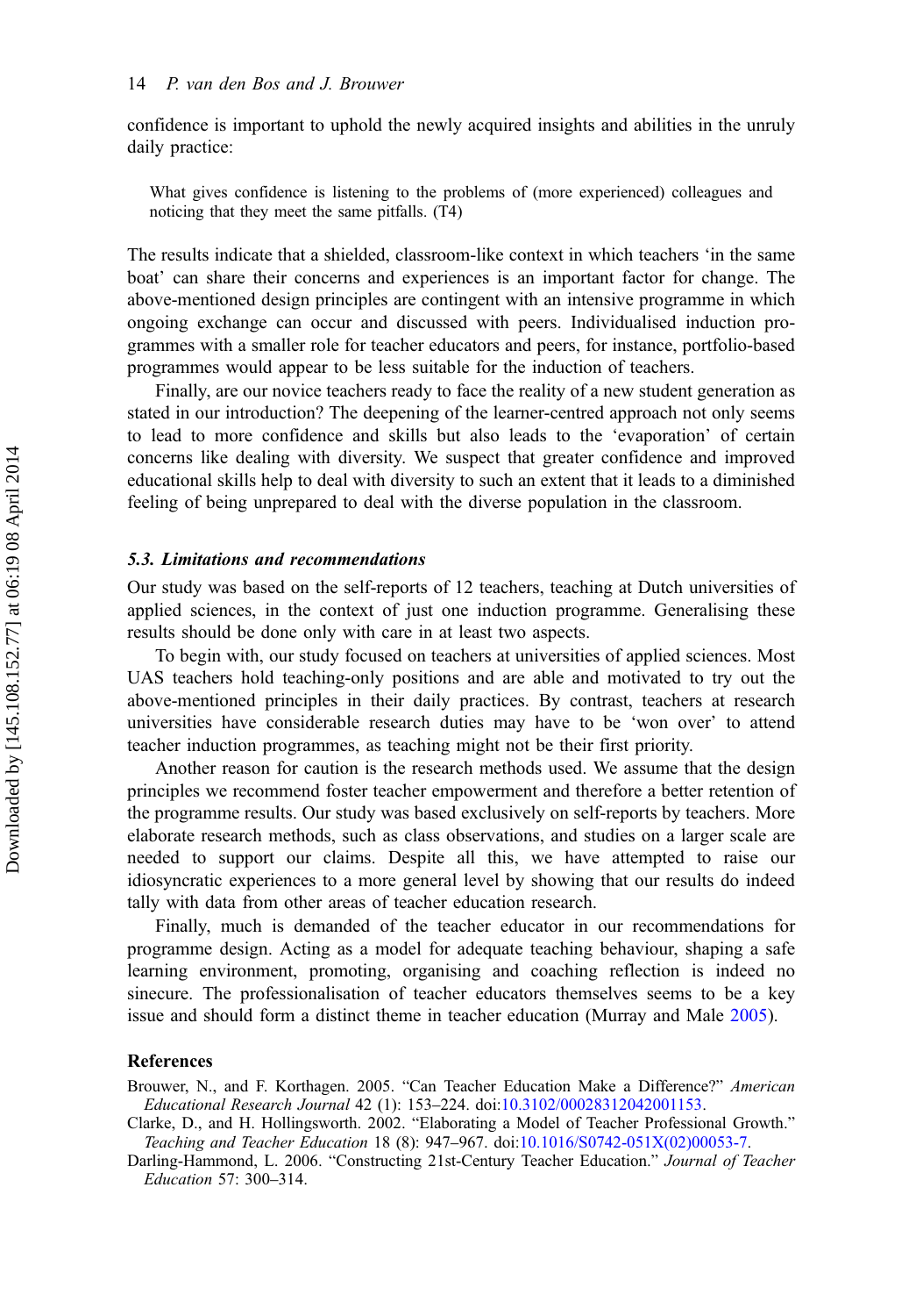confidence is important to uphold the newly acquired insights and abilities in the unruly daily practice:

> What gives confidence is listening to the problems of (more experienced) colleagues and noticing that they meet the same pitfalls. (T4)

The results indicate that a shielded, classroom-like context in which teachers 'in the same boat' can share their concerns and experiences is an important factor for change. The above-mentioned design principles are contingent with an intensive programme in which ongoing exchange can occur and discussed with peers. Individualised induction programmes with a smaller role for teacher educators and peers, for instance, portfolio-based programmes would appear to be less suitable for the induction of teachers.

Finally, are our novice teachers ready to face the reality of a new student generation as stated in our introduction? The deepening of the learner-centred approach not only seems to lead to more confidence and skills but also leads to the 'evaporation' of certain concerns like dealing with diversity. We suspect that greater confidence and improved educational skills help to deal with diversity to such an extent that it leads to a diminished feeling of being unprepared to deal with the diverse population in the classroom.

### *5.3. Limitations and recommendations*

Our study was based on the self-reports of 12 teachers, teaching at Dutch universities of applied sciences, in the context of just one induction programme. Generalising these results should be done only with care in at least two aspects.

To begin with, our study focused on teachers at universities of applied sciences. Most UAS teachers hold teaching-only positions and are able and motivated to try out the above-mentioned principles in their daily practices. By contrast, teachers at research universities have considerable research duties may have to be 'won over' to attend teacher induction programmes, as teaching might not be their first priority.

Another reason for caution is the research methods used. We assume that the design principles we recommend foster teacher empowerment and therefore a better retention of the programme results. Our study was based exclusively on self-reports by teachers. More elaborate research methods, such as class observations, and studies on a larger scale are needed to support our claims. Despite all this, we have attempted to raise our idiosyncratic experiences to a more general level by showing that our results do indeed tally with data from other areas of teacher education research.

Finally, much is demanded of the teacher educator in our recommendations for programme design. Acting as a model for adequate teaching behaviour, shaping a safe learning environment, promoting, organising and coaching reflection is indeed no sinecure. The professionalisation of teacher educators themselves seems to be a key issue and should form a distinct theme in teacher education (Murray and Male 2005).

## References

Brouwer, N., and F. Korthagen. 2005. "Can Teacher Education Make a Difference?" *American Educational Research Journal* 42 (1): 153–224. doi:10.3102/00028312042001153.

Clarke, D., and H. Hollingsworth. 2002. "Elaborating a Model of Teacher Professional Growth." *Teaching and Teacher Education* 18 (8): 947–967. doi:10.1016/S0742-051X(02)00053-7.

Darling-Hammond, L. 2006. "Constructing 21st-Century Teacher Education." *Journal of Teacher Education* 57: 300–314.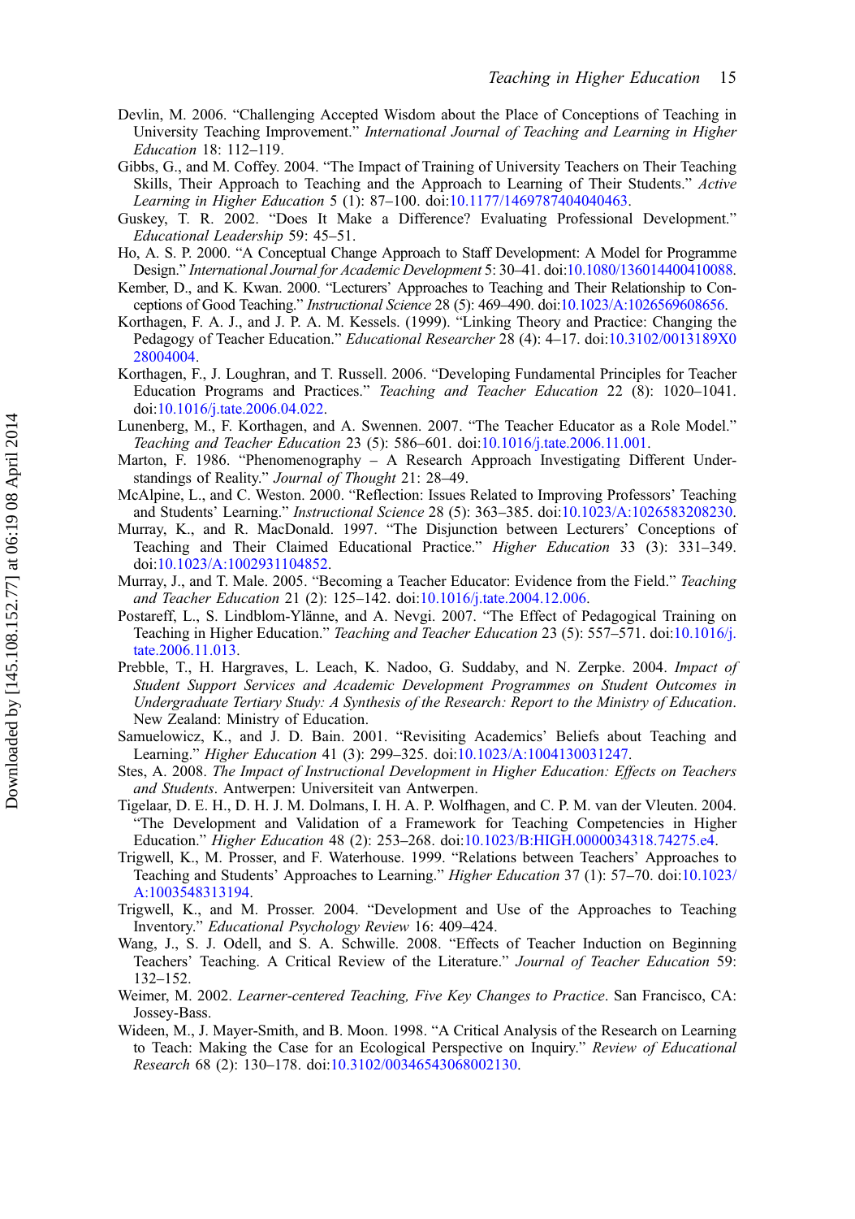Devlin, M. 2006. "Challenging Accepted Wisdom about the Place of Conceptions of Teaching in University Teaching Improvement." *International Journal of Teaching and Learning in Higher Education* 18: 112–119.

Gibbs, G., and M. Coffey. 2004. "The Impact of Training of University Teachers on Their Teaching Skills, Their Approach to Teaching and the Approach to Learning of Their Students." *Active Learning in Higher Education* 5 (1): 87–100. doi:10.1177/1469787404040463.

Guskey, T. R. 2002. "Does It Make a Difference? Evaluating Professional Development." *Educational Leadership* 59: 45–51.

Ho, A. S. P. 2000. "A Conceptual Change Approach to Staff Development: A Model for Programme Design." *International Journal for Academic Development* 5: 30–41. doi:10.1080/136014400410088.

Kember, D., and K. Kwan. 2000. "Lecturers' Approaches to Teaching and Their Relationship to Conceptions of Good Teaching." *Instructional Science* 28 (5): 469–490. doi:10.1023/A:1026569608656.

Korthagen, F. A. J., and J. P. A. M. Kessels. (1999). "Linking Theory and Practice: Changing the Pedagogy of Teacher Education." *Educational Researcher* 28 (4): 4–17. doi:10.3102/0013189X028004004.

Korthagen, F., J. Loughran, and T. Russell. 2006. "Developing Fundamental Principles for Teacher Education Programs and Practices." *Teaching and Teacher Education* 22 (8): 1020–1041. doi:10.1016/j.tate.2006.04.022.

Lunenberg, M., F. Korthagen, and A. Swennen. 2007. "The Teacher Educator as a Role Model." *Teaching and Teacher Education* 23 (5): 586–601. doi:10.1016/j.tate.2006.11.001.

Marton, F. 1986. "Phenomenography – A Research Approach Investigating Different Understandings of Reality." *Journal of Thought* 21: 28–49.

McAlpine, L., and C. Weston. 2000. "Reflection: Issues Related to Improving Professors' Teaching and Students' Learning." *Instructional Science* 28 (5): 363–385. doi:10.1023/A:1026583208230.

Murray, K., and R. MacDonald. 1997. "The Disjunction between Lecturers' Conceptions of Teaching and Their Claimed Educational Practice." *Higher Education* 33 (3): 331–349. doi:10.1023/A:1002931104852.

Murray, J., and T. Male. 2005. "Becoming a Teacher Educator: Evidence from the Field." *Teaching and Teacher Education* 21 (2): 125–142. doi:10.1016/j.tate.2004.12.006.

Postareff, L., S. Lindblom-Ylänne, and A. Nevgi. 2007. "The Effect of Pedagogical Training on Teaching in Higher Education." *Teaching and Teacher Education* 23 (5): 557–571. doi:10.1016/j.tate.2006.11.013.

Prebble, T., H. Hargraves, L. Leach, K. Nadoo, G. Suddaby, and N. Zerpke. 2004. *Impact of Student Support Services and Academic Development Programmes on Student Outcomes in Undergraduate Tertiary Study: A Synthesis of the Research: Report to the Ministry of Education*. New Zealand: Ministry of Education.

Samuelowicz, K., and J. D. Bain. 2001. "Revisiting Academics' Beliefs about Teaching and Learning." *Higher Education* 41 (3): 299–325. doi:10.1023/A:1004130031247.

Stes, A. 2008. *The Impact of Instructional Development in Higher Education: Effects on Teachers and Students*. Antwerpen: Universiteit van Antwerpen.

Tigelaar, D. E. H., D. H. J. M. Dolmans, I. H. A. P. Wolfhagen, and C. P. M. van der Vleuten. 2004. "The Development and Validation of a Framework for Teaching Competencies in Higher Education." *Higher Education* 48 (2): 253–268. doi:10.1023/B:HIGH.0000034318.74275.e4.

Trigwell, K., M. Prosser, and F. Waterhouse. 1999. "Relations between Teachers' Approaches to Teaching and Students' Approaches to Learning." *Higher Education* 37 (1): 57–70. doi:10.1023/A:1003548313194.

Trigwell, K., and M. Prosser. 2004. "Development and Use of the Approaches to Teaching Inventory." *Educational Psychology Review* 16: 409–424.

Wang, J., S. J. Odell, and S. A. Schwille. 2008. "Effects of Teacher Induction on Beginning Teachers' Teaching. A Critical Review of the Literature." *Journal of Teacher Education* 59: 132–152.

Weimer, M. 2002. *Learner-centered Teaching, Five Key Changes to Practice*. San Francisco, CA: Jossey-Bass.

Wideen, M., J. Mayer-Smith, and B. Moon. 1998. "A Critical Analysis of the Research on Learning to Teach: Making the Case for an Ecological Perspective on Inquiry." *Review of Educational Research* 68 (2): 130–178. doi:10.3102/00346543068002130.